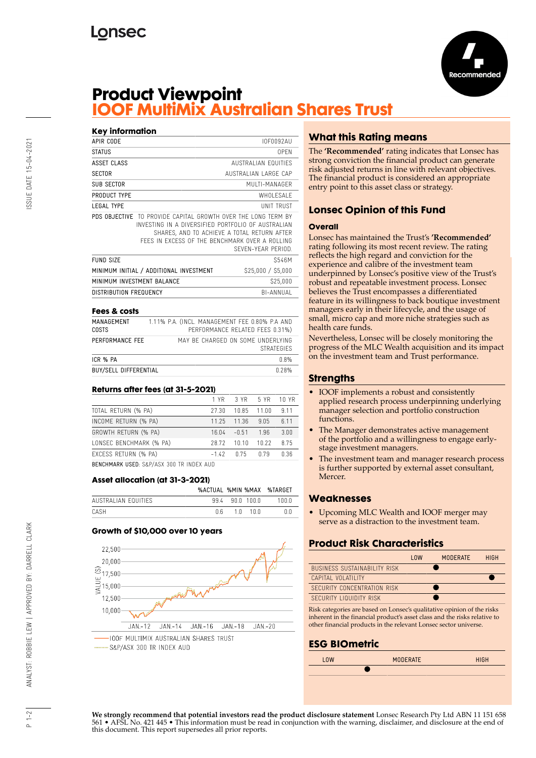Lonsec

Recommended

# Product Viewpoint
## IOOF MultiMix Australian Shares Trust

### Key information

| | |
|---|---|
| APIR CODE | IOF0092AU |
| STATUS | OPEN |
| ASSET CLASS | AUSTRALIAN EQUITIES |
| SECTOR | AUSTRALIAN LARGE CAP |
| SUB SECTOR | MULTI-MANAGER |
| PRODUCT TYPE | WHOLESALE |
| LEGAL TYPE | UNIT TRUST |
| PDS OBJECTIVE | TO PROVIDE CAPITAL GROWTH OVER THE LONG TERM BY INVESTING IN A DIVERSIFIED PORTFOLIO OF AUSTRALIAN SHARES, AND TO ACHIEVE A TOTAL RETURN AFTER FEES IN EXCESS OF THE BENCHMARK OVER A ROLLING SEVEN-YEAR PERIOD. |
| FUND SIZE | $546M |
| MINIMUM INITIAL / ADDITIONAL INVESTMENT | $25,000 / $5,000 |
| MINIMUM INVESTMENT BALANCE | $25,000 |
| DISTRIBUTION FREQUENCY | BI-ANNUAL |

### Fees & costs

| | |
|---|---|
| MANAGEMENT COSTS | 1.11% P.A. (INCL. MANAGEMENT FEE 0.80% P.A AND PERFORMANCE RELATED FEES 0.31%) |
| PERFORMANCE FEE | MAY BE CHARGED ON SOME UNDERLYING STRATEGIES |
| ICR % PA | 0.8% |
| BUY/SELL DIFFERENTIAL | 0.28% |

### Returns after fees (at 31-5-2021)

| | 1 YR | 3 YR | 5 YR | 10 YR |
|---|---|---|---|---|
| TOTAL RETURN (% PA) | 27.30 | 10.85 | 11.00 | 9.11 |
| INCOME RETURN (% PA) | 11.25 | 11.36 | 9.05 | 6.11 |
| GROWTH RETURN (% PA) | 16.04 | -0.51 | 1.96 | 3.00 |
| LONSEC BENCHMARK (% PA) | 28.72 | 10.10 | 10.22 | 8.75 |
| EXCESS RETURN (% PA) | -1.42 | 0.75 | 0.79 | 0.36 |

BENCHMARK USED: S&P/ASX 300 TR INDEX AUD

### Asset allocation (at 31-3-2021)

| | %ACTUAL | %MIN | %MAX | %TARGET |
|---|---|---|---|---|
| AUSTRALIAN EQUITIES | 99.4 | 90.0 | 100.0 | 100.0 |
| CASH | 0.6 | 1.0 | 10.0 | 0.0 |

### Growth of $10,000 over 10 years

VALUE ($): 10,000 – 22,500; JAN-12, JAN-14, JAN-16, JAN-18, JAN-20

— IOOF MULTIMIX AUSTRALIAN SHARES TRUST
···· S&P/ASX 300 TR INDEX AUD

## What this Rating means

The **'Recommended'** rating indicates that Lonsec has strong conviction the financial product can generate risk adjusted returns in line with relevant objectives. The financial product is considered an appropriate entry point to this asset class or strategy.

## Lonsec Opinion of this Fund

### Overall

Lonsec has maintained the Trust's **'Recommended'** rating following its most recent review. The rating reflects the high regard and conviction for the experience and calibre of the investment team underpinned by Lonsec's positive view of the Trust's robust and repeatable investment process. Lonsec believes the Trust encompasses a differentiated feature in its willingness to back boutique investment managers early in their lifecycle, and the usage of small, micro cap and more niche strategies such as health care funds.

Nevertheless, Lonsec will be closely monitoring the progress of the MLC Wealth acquisition and its impact on the investment team and Trust performance.

## Strengths

- IOOF implements a robust and consistently applied research process underpinning underlying manager selection and portfolio construction functions.
- The Manager demonstrates active management of the portfolio and a willingness to engage early-stage investment managers.
- The investment team and manager research process is further supported by external asset consultant, Mercer.

## Weaknesses

- Upcoming MLC Wealth and IOOF merger may serve as a distraction to the investment team.

## Product Risk Characteristics

| | LOW | MODERATE | HIGH |
|---|---|---|---|
| BUSINESS SUSTAINABILITY RISK | ● | | |
| CAPITAL VOLATILITY | | | ● |
| SECURITY CONCENTRATION RISK | ● | | |
| SECURITY LIQUIDITY RISK | ● | | |

Risk categories are based on Lonsec's qualitative opinion of the risks inherent in the financial product's asset class and the risks relative to other financial products in the relevant Lonsec sector universe.

## ESG BIOmetric

| LOW | MODERATE | HIGH |
|---|---|---|
| ● | | |

**We strongly recommend that potential investors read the product disclosure statement** Lonsec Research Pty Ltd ABN 11 151 658 561 • AFSL No. 421 445 • This information must be read in conjunction with the warning, disclaimer, and disclosure at the end of this document. This report supersedes all prior reports.

ISSUE DATE 15-04-2021

ANALYST: ROBBIE LEW | APPROVED BY: DARRELL CLARK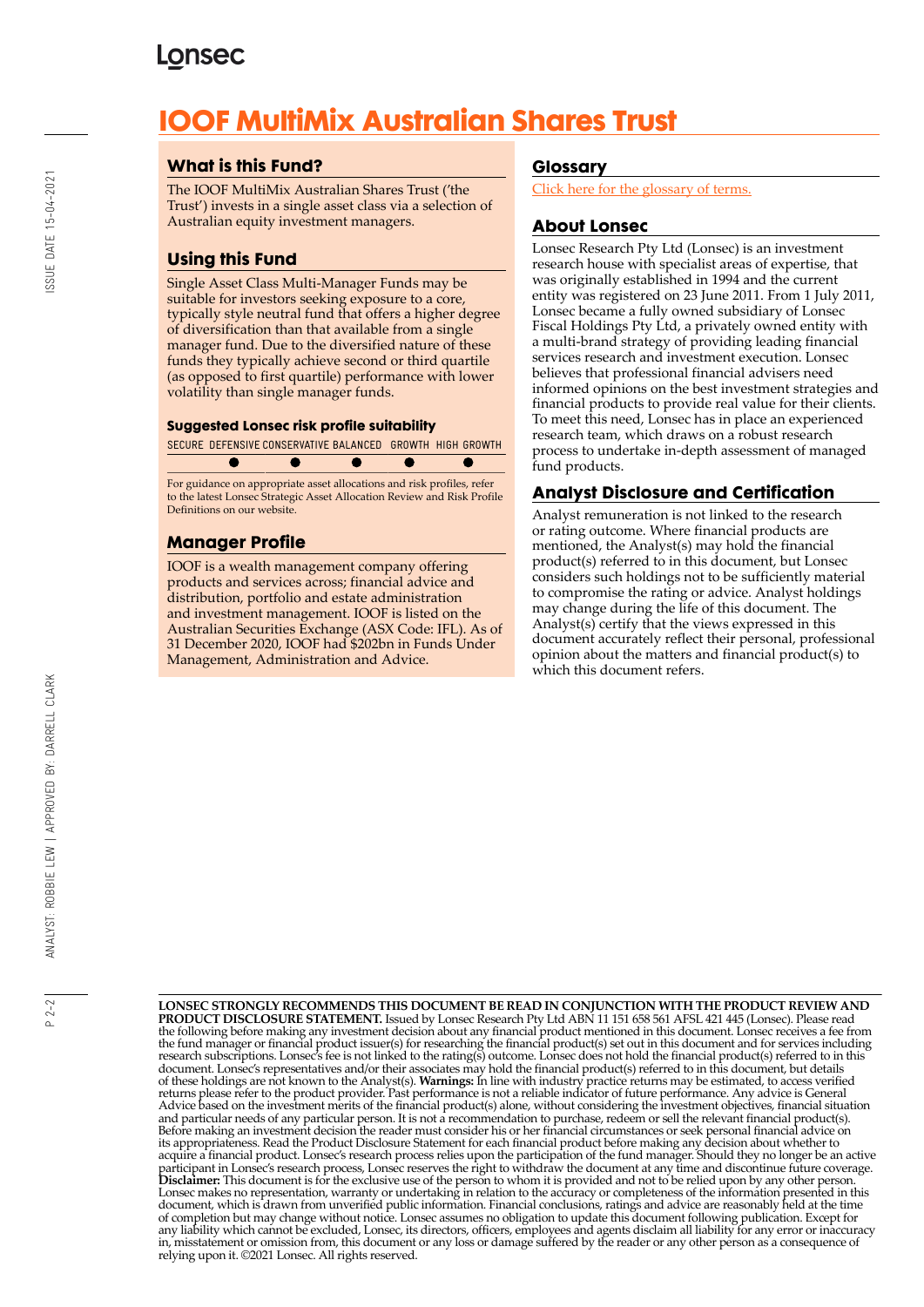# IOOF MultiMix Australian Shares Trust

## What is this Fund?

The IOOF MultiMix Australian Shares Trust ('the Trust') invests in a single asset class via a selection of Australian equity investment managers.

## Using this Fund

Single Asset Class Multi-Manager Funds may be suitable for investors seeking exposure to a core, typically style neutral fund that offers a higher degree of diversification than that available from a single manager fund. Due to the diversified nature of these funds they typically achieve second or third quartile (as opposed to first quartile) performance with lower volatility than single manager funds.

### Suggested Lonsec risk profile suitability

| SECURE | DEFENSIVE | CONSERVATIVE | BALANCED | GROWTH | HIGH GROWTH |
|---|---|---|---|---|---|
| | ● | ● | ● | ● | ● |

For guidance on appropriate asset allocations and risk profiles, refer to the latest Lonsec Strategic Asset Allocation Review and Risk Profile Definitions on our website.

## Manager Profile

IOOF is a wealth management company offering products and services across; financial advice and distribution, portfolio and estate administration and investment management. IOOF is listed on the Australian Securities Exchange (ASX Code: IFL). As of 31 December 2020, IOOF had $202bn in Funds Under Management, Administration and Advice.

## Glossary

Click here for the glossary of terms.

## About Lonsec

Lonsec Research Pty Ltd (Lonsec) is an investment research house with specialist areas of expertise, that was originally established in 1994 and the current entity was registered on 23 June 2011. From 1 July 2011, Lonsec became a fully owned subsidiary of Lonsec Fiscal Holdings Pty Ltd, a privately owned entity with a multi-brand strategy of providing leading financial services research and investment execution. Lonsec believes that professional financial advisers need informed opinions on the best investment strategies and financial products to provide real value for their clients. To meet this need, Lonsec has in place an experienced research team, which draws on a robust research process to undertake in-depth assessment of managed fund products.

## Analyst Disclosure and Certification

Analyst remuneration is not linked to the research or rating outcome. Where financial products are mentioned, the Analyst(s) may hold the financial product(s) referred to in this document, but Lonsec considers such holdings not to be sufficiently material to compromise the rating or advice. Analyst holdings may change during the life of this document. The Analyst(s) certify that the views expressed in this document accurately reflect their personal, professional opinion about the matters and financial product(s) to which this document refers.

**LONSEC STRONGLY RECOMMENDS THIS DOCUMENT BE READ IN CONJUNCTION WITH THE PRODUCT REVIEW AND PRODUCT DISCLOSURE STATEMENT.** Issued by Lonsec Research Pty Ltd ABN 11 151 658 561 AFSL 421 445 (Lonsec). Please read the following before making any investment decision about any financial product mentioned in this document. Lonsec receives a fee from the fund manager or financial product issuer(s) for researching the financial product(s) set out in this document and for services including research subscriptions. Lonsec's fee is not linked to the rating(s) outcome. Lonsec does not hold the financial product(s) referred to in this document. Lonsec's representatives and/or their associates may hold the financial product(s) referred to in this document, but details of these holdings are not known to the Analyst(s). **Warnings:** In line with industry practice returns may be estimated, to access verified returns please refer to the product provider. Past performance is not a reliable indicator of future performance. Any advice is General Advice based on the investment merits of the financial product(s) alone, without considering the investment objectives, financial situation and particular needs of any particular person. It is not a recommendation to purchase, redeem or sell the relevant financial product(s). Before making an investment decision the reader must consider his or her financial circumstances or seek personal financial advice on its appropriateness. Read the Product Disclosure Statement for each financial product before making any decision about whether to acquire a financial product. Lonsec's research process relies upon the participation of the fund manager. Should they no longer be an active participant in Lonsec's research process, Lonsec reserves the right to withdraw the document at any time and discontinue future coverage. **Disclaimer:** This document is for the exclusive use of the person to whom it is provided and not to be relied upon by any other person. Lonsec makes no representation, warranty or undertaking in relation to the accuracy or completeness of the information presented in this document, which is drawn from unverified public information. Financial conclusions, ratings and advice are reasonably held at the time of completion but may change without notice. Lonsec assumes no obligation to update this document following publication. Except for any liability which cannot be excluded, Lonsec, its directors, officers, employees and agents disclaim all liability for any error or inaccuracy in, misstatement or omission from, this document or any loss or damage suffered by the reader or any other person as a consequence of relying upon it. ©2021 Lonsec. All rights reserved.